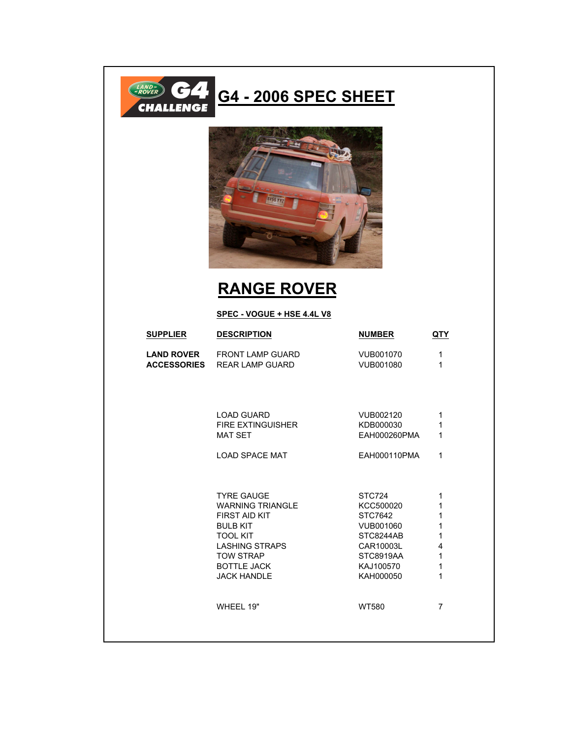# G4 - 2006 SPEC SHEET

## RANGE ROVER

**SPEC - VOGUE + HSE 4.4L V8**

| SUPPLIER | DESCRIPTION | NUMBER | QTY |
|---|---|---|---|
| **LAND ROVER ACCESSORIES** | FRONT LAMP GUARD | VUB001070 | 1 |
| | REAR LAMP GUARD | VUB001080 | 1 |
| | LOAD GUARD | VUB002120 | 1 |
| | FIRE EXTINGUISHER | KDB000030 | 1 |
| | MAT SET | EAH000260PMA | 1 |
| | LOAD SPACE MAT | EAH000110PMA | 1 |
| | TYRE GAUGE | STC724 | 1 |
| | WARNING TRIANGLE | KCC500020 | 1 |
| | FIRST AID KIT | STC7642 | 1 |
| | BULB KIT | VUB001060 | 1 |
| | TOOL KIT | STC8244AB | 1 |
| | LASHING STRAPS | CAR10003L | 4 |
| | TOW STRAP | STC8919AA | 1 |
| | BOTTLE JACK | KAJ100570 | 1 |
| | JACK HANDLE | KAH000050 | 1 |
| | WHEEL 19" | WT580 | 7 |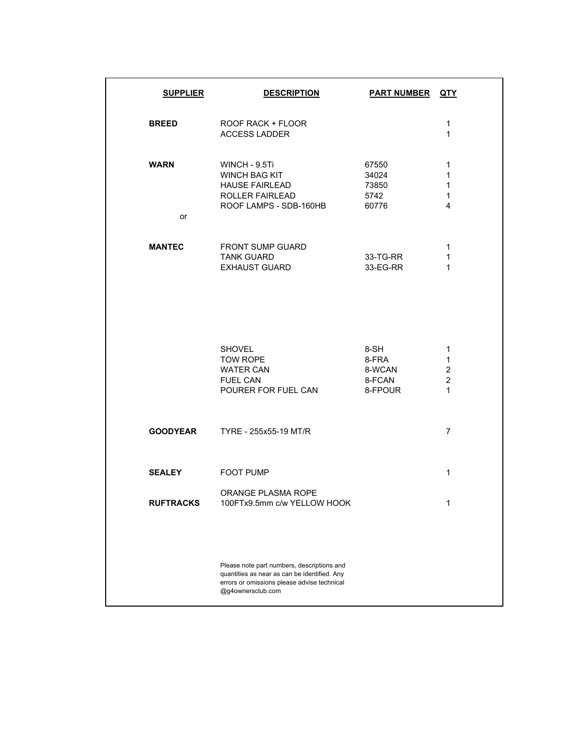| SUPPLIER | DESCRIPTION | PART NUMBER | QTY |
|---|---|---|---|
| **BREED** | ROOF RACK + FLOOR | | 1 |
| | ACCESS LADDER | | 1 |
| **WARN** | WINCH - 9.5Ti | 67550 | 1 |
| | WINCH BAG KIT | 34024 | 1 |
| | HAUSE FAIRLEAD | 73850 | 1 |
| | ROLLER FAIRLEAD | 5742 | 1 |
| | ROOF LAMPS - SDB-160HB | 60776 | 4 |
| or | | | |
| **MANTEC** | FRONT SUMP GUARD | | 1 |
| | TANK GUARD | 33-TG-RR | 1 |
| | EXHAUST GUARD | 33-EG-RR | 1 |
| | SHOVEL | 8-SH | 1 |
| | TOW ROPE | 8-FRA | 1 |
| | WATER CAN | 8-WCAN | 2 |
| | FUEL CAN | 8-FCAN | 2 |
| | POURER FOR FUEL CAN | 8-FPOUR | 1 |
| **GOODYEAR** | TYRE - 255x55-19 MT/R | | 7 |
| **SEALEY** | FOOT PUMP | | 1 |
| **RUFTRACKS** | ORANGE PLASMA ROPE 100FTx9.5mm c/w YELLOW HOOK | | 1 |

Please note part numbers, descriptions and quantities as near as can be identified. Any errors or omissions please advise technical @g4ownersclub.com